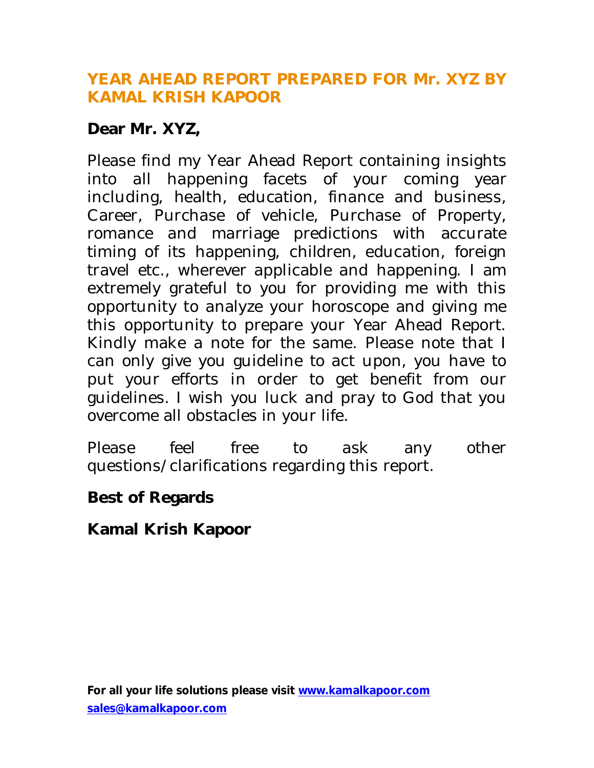## YEAR AHEAD REPORT PREPARED FOR Mr. XYZ BY KAMAL KRISH KAPOOR

**Dear Mr. XYZ,**

Please find my Year Ahead Report containing insights into all happening facets of your coming year including, health, education, finance and business, Career, Purchase of vehicle, Purchase of Property, romance and marriage predictions with accurate timing of its happening, children, education, foreign travel etc., wherever applicable and happening. I am extremely grateful to you for providing me with this opportunity to analyze your horoscope and giving me this opportunity to prepare your Year Ahead Report. Kindly make a note for the same. Please note that I can only give you guideline to act upon, you have to put your efforts in order to get benefit from our guidelines. I wish you luck and pray to God that you overcome all obstacles in your life.

Please feel free to ask any other questions/clarifications regarding this report.

**Best of Regards**

**Kamal Krish Kapoor**

**For all your life solutions please visit [www.kamalkapoor.com](http://www.kamalkapoor.com)**
**[sales@kamalkapoor.com](mailto:sales@kamalkapoor.com)**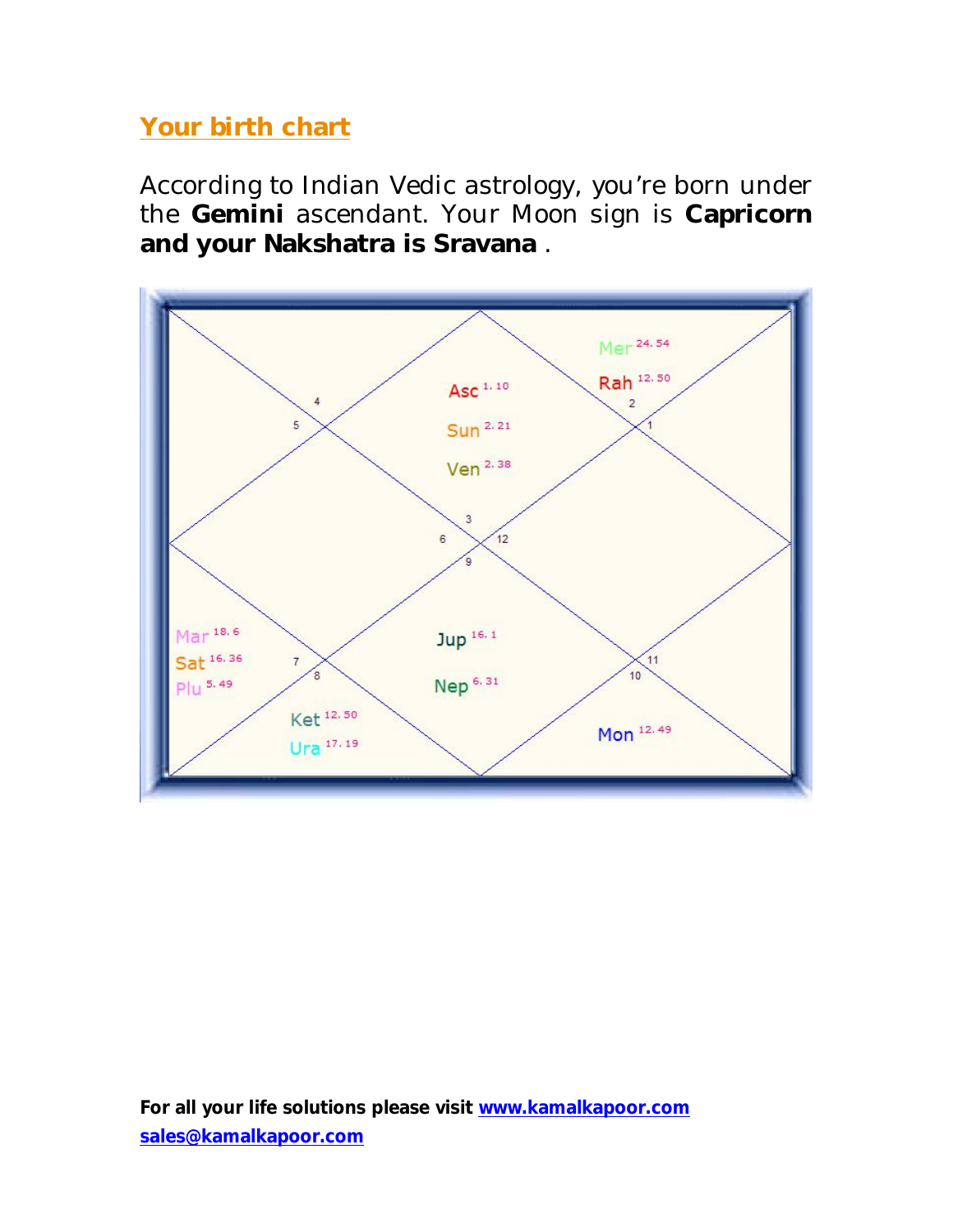## Your birth chart

According to Indian Vedic astrology, you're born under the **Gemini** ascendant. Your Moon sign is **Capricorn and your Nakshatra is Sravana** .

| Sign | Planets |
| --- | --- |
| 3 | Asc 1.10, Sun 2.21, Ven 2.38 |
| 2 | Mer 24.54, Rah 12.50 |
| 1 | |
| 12 | |
| 11 | |
| 10 | Mon 12.49 |
| 9 | Jup 16.1, Nep 6.31 |
| 8 | Ket 12.50, Ura 17.19 |
| 7 | Mar 18.6, Sat 16.36, Plu 5.49 |
| 6 | |
| 5 | |
| 4 | |

**For all your life solutions please visit [www.kamalkapoor.com](http://www.kamalkapoor.com)**
**[sales@kamalkapoor.com](mailto:sales@kamalkapoor.com)**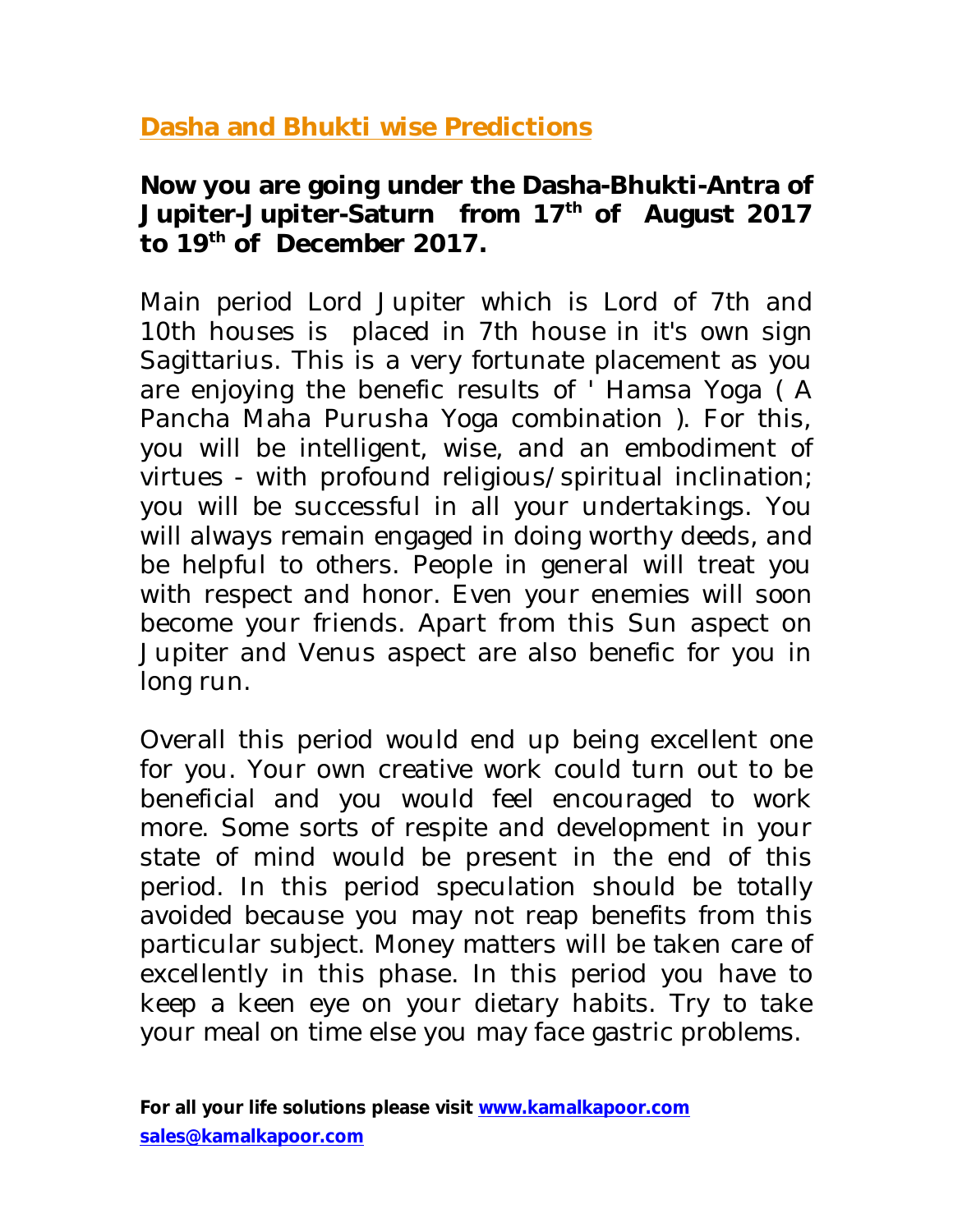## Dasha and Bhukti wise Predictions

**Now you are going under the Dasha-Bhukti-Antra of Jupiter-Jupiter-Saturn from 17th of August 2017 to 19th of December 2017.**

Main period Lord Jupiter which is Lord of 7th and 10th houses is placed in 7th house in it's own sign Sagittarius. This is a very fortunate placement as you are enjoying the benefic results of ' Hamsa Yoga ( A Pancha Maha Purusha Yoga combination ). For this, you will be intelligent, wise, and an embodiment of virtues - with profound religious/spiritual inclination; you will be successful in all your undertakings. You will always remain engaged in doing worthy deeds, and be helpful to others. People in general will treat you with respect and honor. Even your enemies will soon become your friends. Apart from this Sun aspect on Jupiter and Venus aspect are also benefic for you in long run.

Overall this period would end up being excellent one for you. Your own creative work could turn out to be beneficial and you would feel encouraged to work more. Some sorts of respite and development in your state of mind would be present in the end of this period. In this period speculation should be totally avoided because you may not reap benefits from this particular subject. Money matters will be taken care of excellently in this phase. In this period you have to keep a keen eye on your dietary habits. Try to take your meal on time else you may face gastric problems.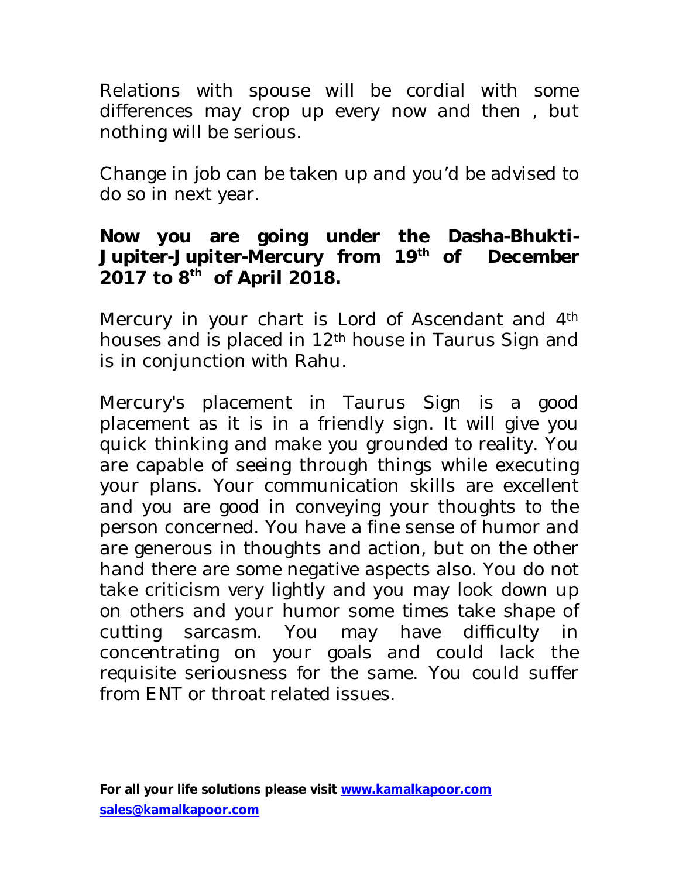Relations with spouse will be cordial with some differences may crop up every now and then , but nothing will be serious.

Change in job can be taken up and you'd be advised to do so in next year.

**Now you are going under the Dasha-Bhukti-Jupiter-Jupiter-Mercury from 19th of December 2017 to 8th of April 2018.**

Mercury in your chart is Lord of Ascendant and 4th houses and is placed in 12th house in Taurus Sign and is in conjunction with Rahu.

Mercury's placement in Taurus Sign is a good placement as it is in a friendly sign. It will give you quick thinking and make you grounded to reality. You are capable of seeing through things while executing your plans. Your communication skills are excellent and you are good in conveying your thoughts to the person concerned. You have a fine sense of humor and are generous in thoughts and action, but on the other hand there are some negative aspects also. You do not take criticism very lightly and you may look down up on others and your humor some times take shape of cutting sarcasm. You may have difficulty in concentrating on your goals and could lack the requisite seriousness for the same. You could suffer from ENT or throat related issues.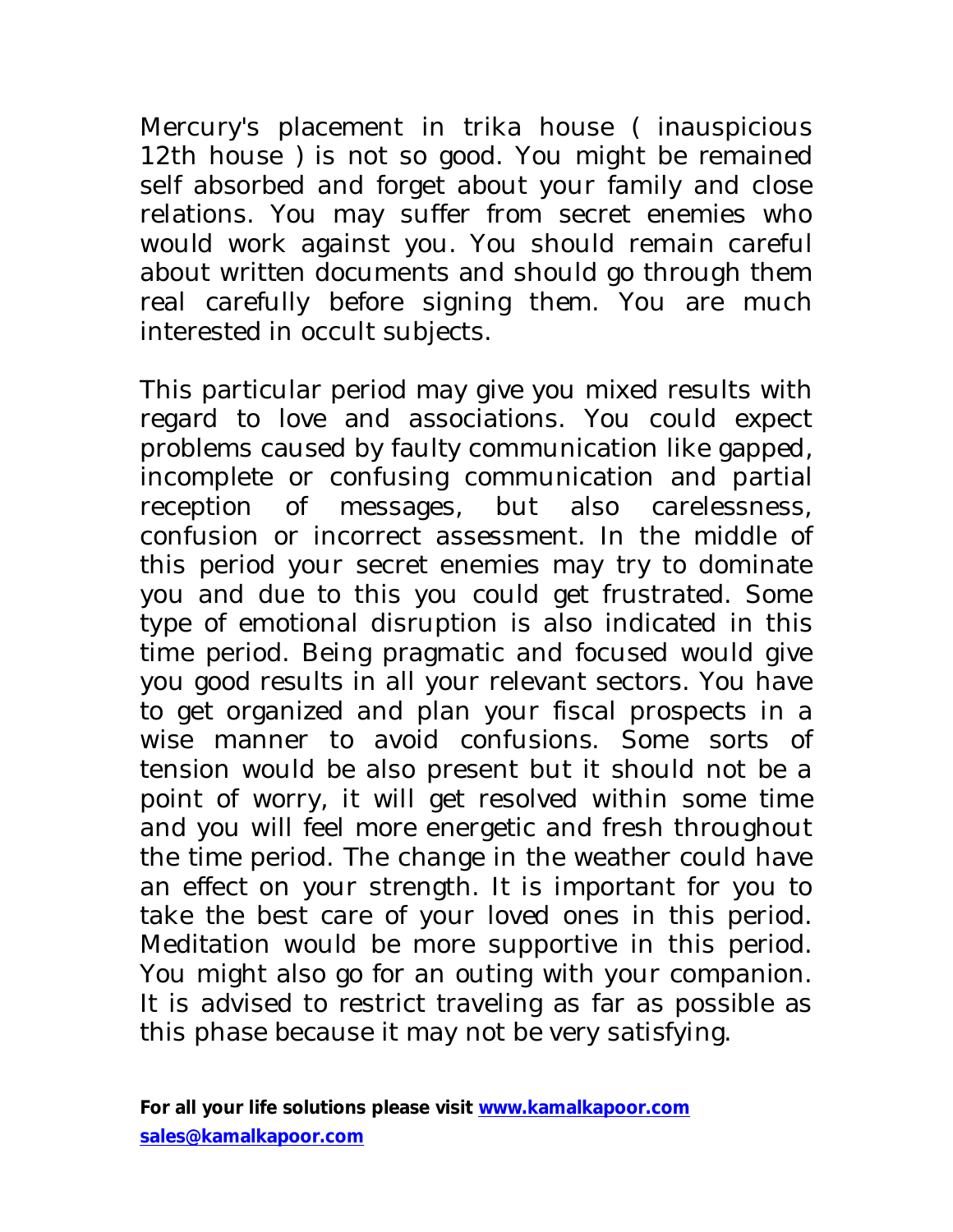Mercury's placement in trika house ( inauspicious 12th house ) is not so good. You might be remained self absorbed and forget about your family and close relations. You may suffer from secret enemies who would work against you. You should remain careful about written documents and should go through them real carefully before signing them. You are much interested in occult subjects.

This particular period may give you mixed results with regard to love and associations. You could expect problems caused by faulty communication like gapped, incomplete or confusing communication and partial reception of messages, but also carelessness, confusion or incorrect assessment. In the middle of this period your secret enemies may try to dominate you and due to this you could get frustrated. Some type of emotional disruption is also indicated in this time period. Being pragmatic and focused would give you good results in all your relevant sectors. You have to get organized and plan your fiscal prospects in a wise manner to avoid confusions. Some sorts of tension would be also present but it should not be a point of worry, it will get resolved within some time and you will feel more energetic and fresh throughout the time period. The change in the weather could have an effect on your strength. It is important for you to take the best care of your loved ones in this period. Meditation would be more supportive in this period. You might also go for an outing with your companion. It is advised to restrict traveling as far as possible as this phase because it may not be very satisfying.

**For all your life solutions please visit [www.kamalkapoor.com](http://www.kamalkapoor.com)**
**[sales@kamalkapoor.com](mailto:sales@kamalkapoor.com)**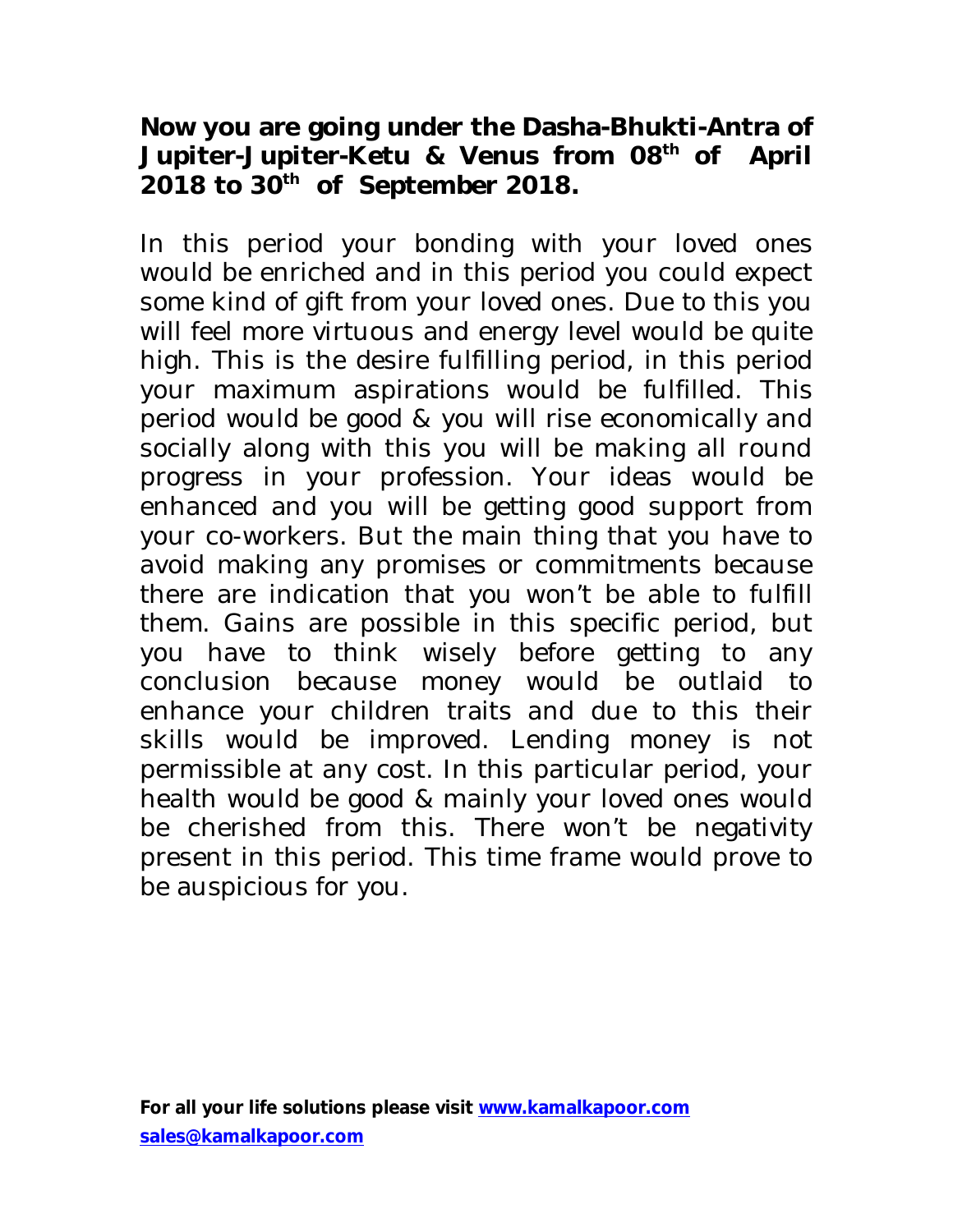**Now you are going under the Dasha-Bhukti-Antra of Jupiter-Jupiter-Ketu & Venus from 08th of April 2018 to 30th of September 2018.**

In this period your bonding with your loved ones would be enriched and in this period you could expect some kind of gift from your loved ones. Due to this you will feel more virtuous and energy level would be quite high. This is the desire fulfilling period, in this period your maximum aspirations would be fulfilled. This period would be good & you will rise economically and socially along with this you will be making all round progress in your profession. Your ideas would be enhanced and you will be getting good support from your co-workers. But the main thing that you have to avoid making any promises or commitments because there are indication that you won't be able to fulfill them. Gains are possible in this specific period, but you have to think wisely before getting to any conclusion because money would be outlaid to enhance your children traits and due to this their skills would be improved. Lending money is not permissible at any cost. In this particular period, your health would be good & mainly your loved ones would be cherished from this. There won't be negativity present in this period. This time frame would prove to be auspicious for you.

**For all your life solutions please visit [www.kamalkapoor.com](http://www.kamalkapoor.com)**
**[sales@kamalkapoor.com](mailto:sales@kamalkapoor.com)**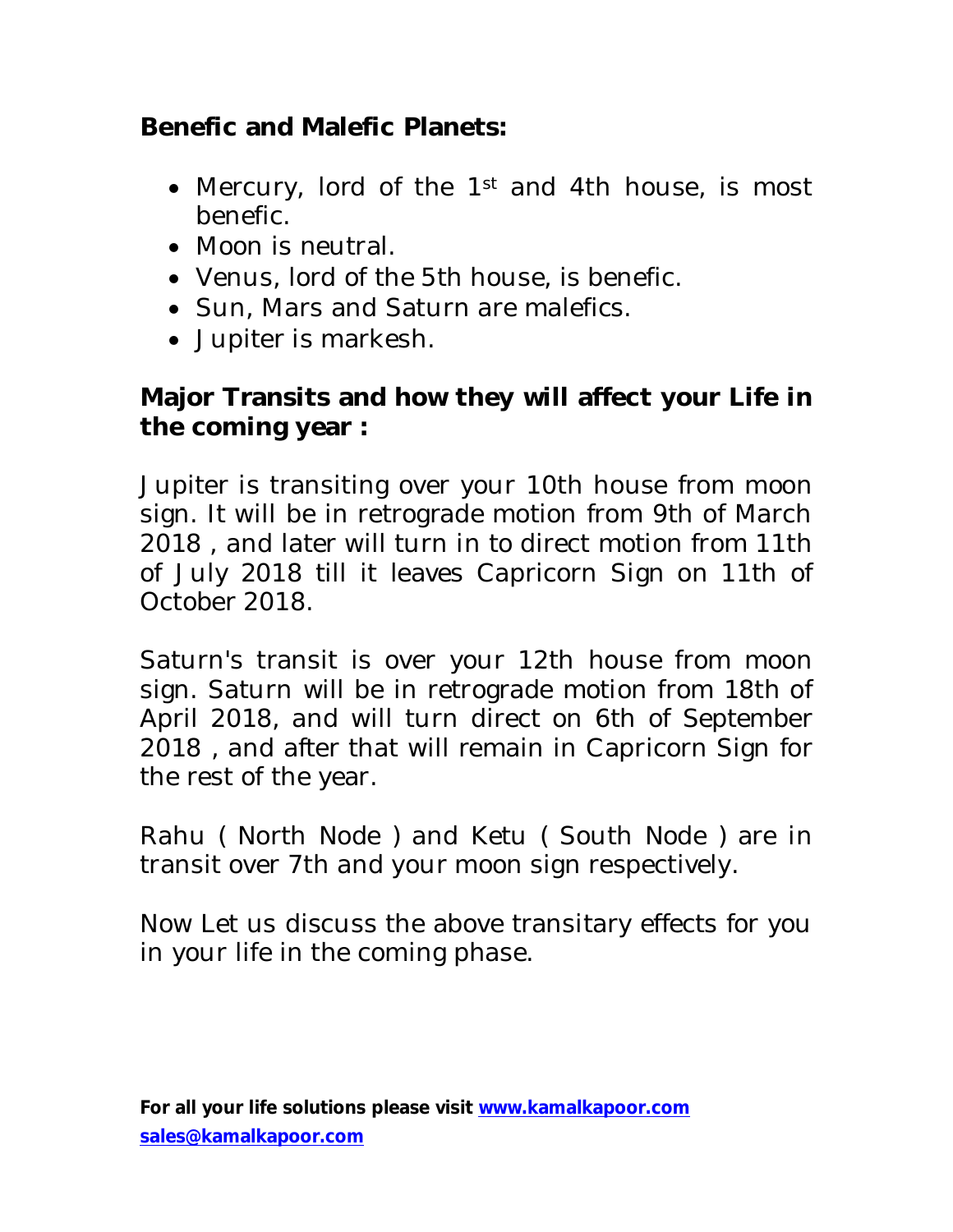## Benefic and Malefic Planets:

- Mercury, lord of the 1st and 4th house, is most benefic.
- Moon is neutral.
- Venus, lord of the 5th house, is benefic.
- Sun, Mars and Saturn are malefics.
- Jupiter is markesh.

## Major Transits and how they will affect your Life in the coming year :

Jupiter is transiting over your 10th house from moon sign. It will be in retrograde motion from 9th of March 2018 , and later will turn in to direct motion from 11th of July 2018 till it leaves Capricorn Sign on 11th of October 2018.

Saturn's transit is over your 12th house from moon sign. Saturn will be in retrograde motion from 18th of April 2018, and will turn direct on 6th of September 2018 , and after that will remain in Capricorn Sign for the rest of the year.

Rahu ( North Node ) and Ketu ( South Node ) are in transit over 7th and your moon sign respectively.

Now Let us discuss the above transitary effects for you in your life in the coming phase.

**For all your life solutions please visit [www.kamalkapoor.com](http://www.kamalkapoor.com)**
**[sales@kamalkapoor.com](mailto:sales@kamalkapoor.com)**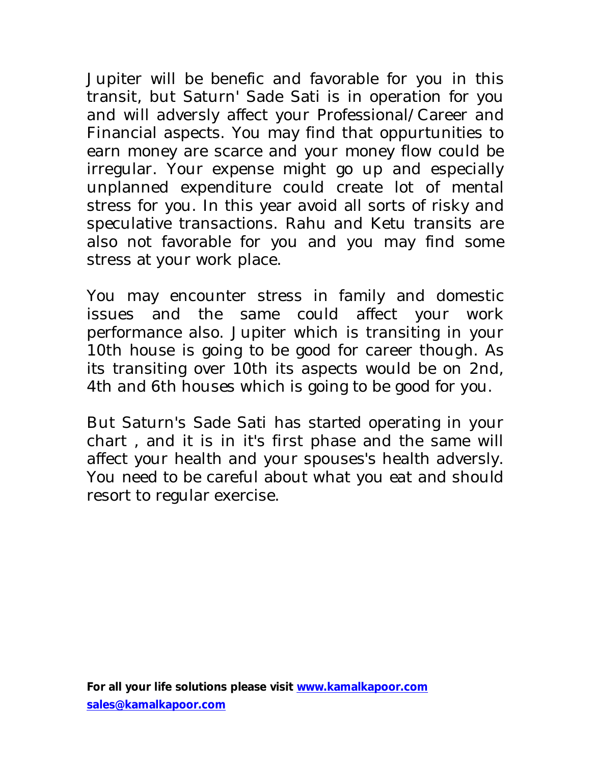Jupiter will be benefic and favorable for you in this transit, but Saturn' Sade Sati is in operation for you and will adversly affect your Professional/Career and Financial aspects. You may find that oppurtunities to earn money are scarce and your money flow could be irregular. Your expense might go up and especially unplanned expenditure could create lot of mental stress for you. In this year avoid all sorts of risky and speculative transactions. Rahu and Ketu transits are also not favorable for you and you may find some stress at your work place.

You may encounter stress in family and domestic issues and the same could affect your work performance also. Jupiter which is transiting in your 10th house is going to be good for career though. As its transiting over 10th its aspects would be on 2nd, 4th and 6th houses which is going to be good for you.

But Saturn's Sade Sati has started operating in your chart , and it is in it's first phase and the same will affect your health and your spouses's health adversly. You need to be careful about what you eat and should resort to regular exercise.

**For all your life solutions please visit [www.kamalkapoor.com](http://www.kamalkapoor.com)**
**[sales@kamalkapoor.com](mailto:sales@kamalkapoor.com)**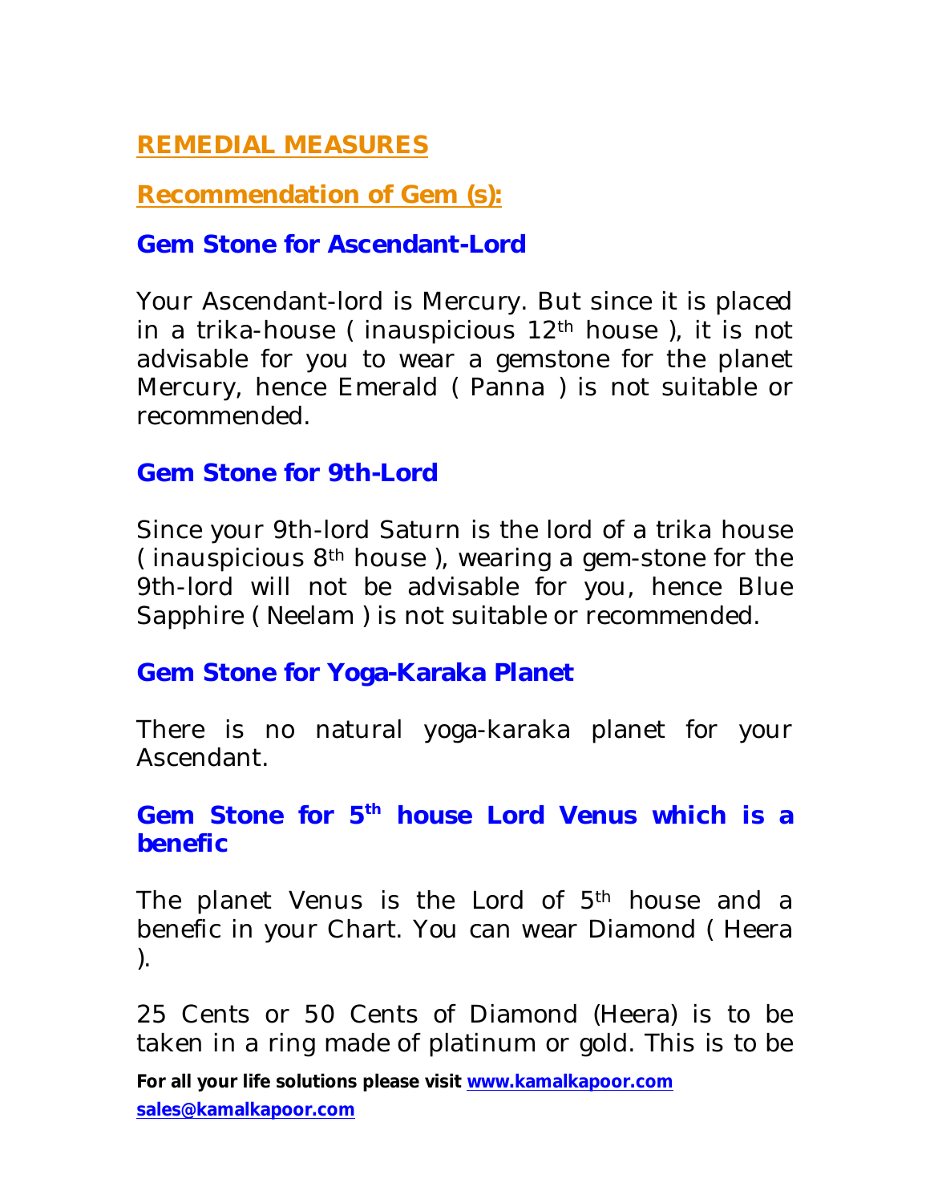## REMEDIAL MEASURES

## Recommendation of Gem (s):

### Gem Stone for Ascendant-Lord

Your Ascendant-lord is Mercury. But since it is placed in a trika-house ( inauspicious 12th house ), it is not advisable for you to wear a gemstone for the planet Mercury, hence Emerald ( Panna ) is not suitable or recommended.

### Gem Stone for 9th-Lord

Since your 9th-lord Saturn is the lord of a trika house ( inauspicious 8th house ), wearing a gem-stone for the 9th-lord will not be advisable for you, hence Blue Sapphire ( Neelam ) is not suitable or recommended.

### Gem Stone for Yoga-Karaka Planet

There is no natural yoga-karaka planet for your Ascendant.

### Gem Stone for 5th house Lord Venus which is a benefic

The planet Venus is the Lord of 5th house and a benefic in your Chart. You can wear Diamond ( Heera ).

25 Cents or 50 Cents of Diamond (Heera) is to be taken in a ring made of platinum or gold. This is to be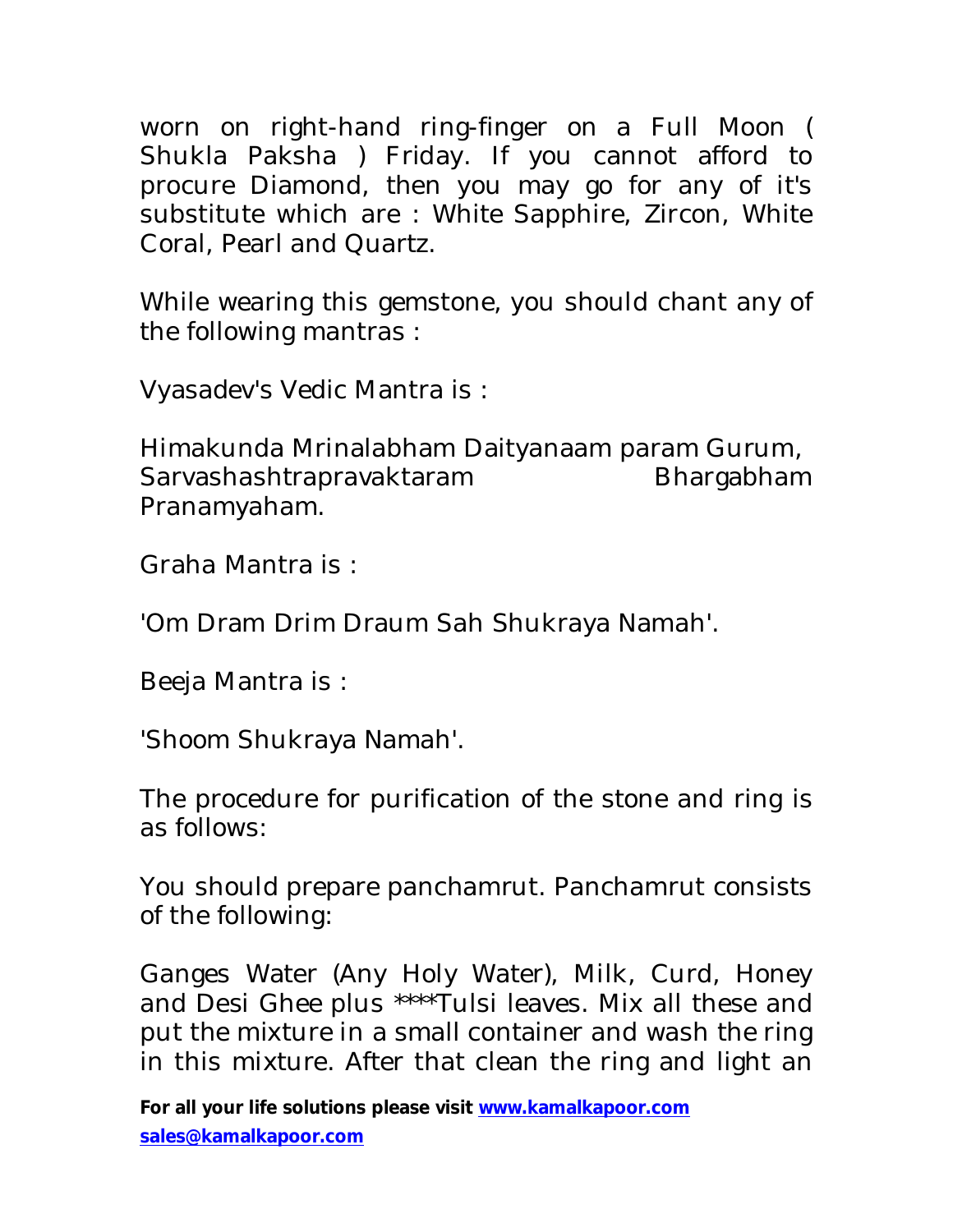worn on right-hand ring-finger on a Full Moon ( Shukla Paksha ) Friday. If you cannot afford to procure Diamond, then you may go for any of it's substitute which are : White Sapphire, Zircon, White Coral, Pearl and Quartz.

While wearing this gemstone, you should chant any of the following mantras :

Vyasadev's Vedic Mantra is :

Himakunda Mrinalabham Daityanaam param Gurum, Sarvashashtrapravaktaram Bhargabham Pranamyaham.

Graha Mantra is :

'Om Dram Drim Draum Sah Shukraya Namah'.

Beeja Mantra is :

'Shoom Shukraya Namah'.

The procedure for purification of the stone and ring is as follows:

You should prepare panchamrut. Panchamrut consists of the following:

Ganges Water (Any Holy Water), Milk, Curd, Honey and Desi Ghee plus ****Tulsi leaves. Mix all these and put the mixture in a small container and wash the ring in this mixture. After that clean the ring and light an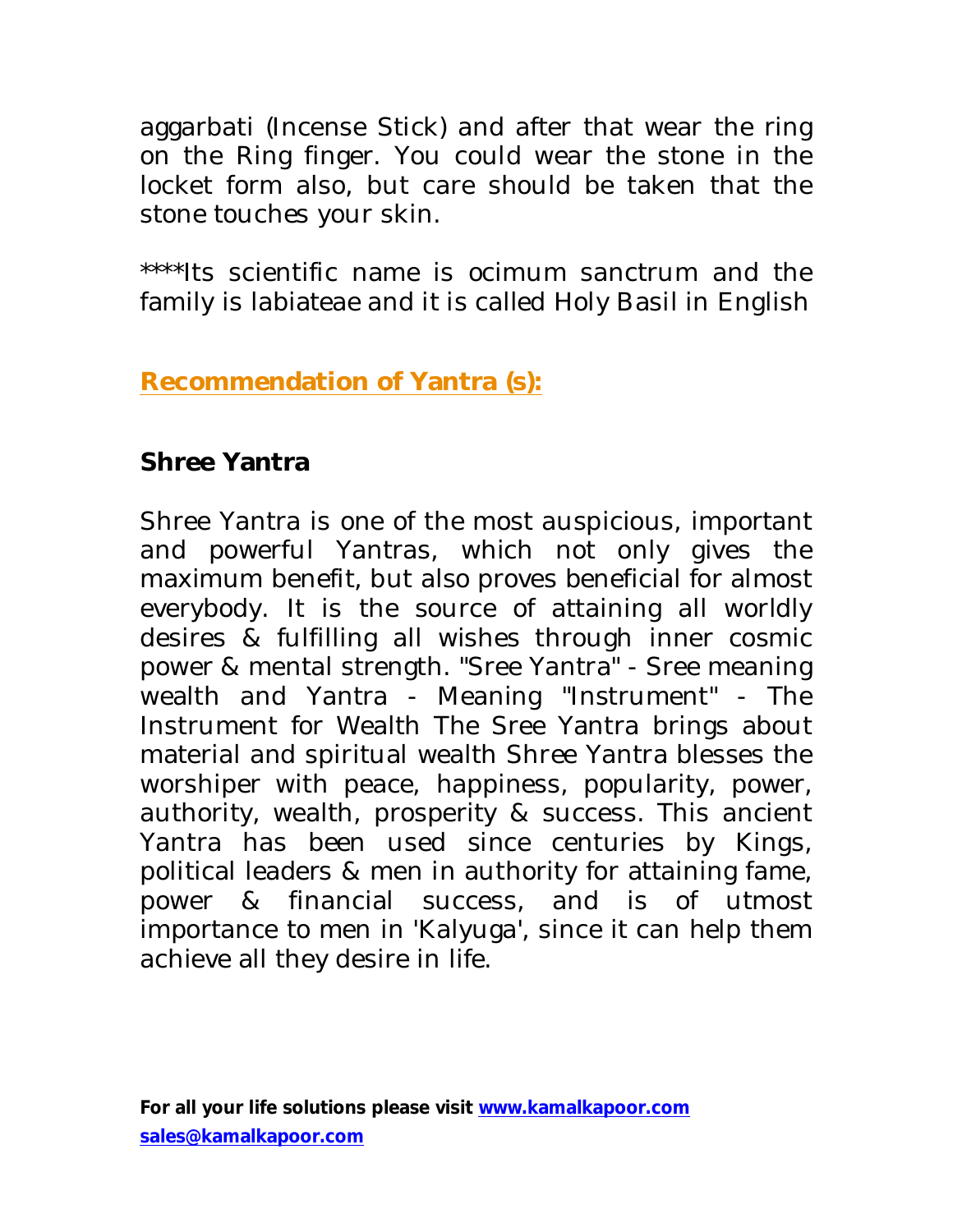aggarbati (Incense Stick) and after that wear the ring on the Ring finger. You could wear the stone in the locket form also, but care should be taken that the stone touches your skin.

****Its scientific name is ocimum sanctrum and the family is labiateae and it is called Holy Basil in English

## Recommendation of Yantra (s):

### Shree Yantra

Shree Yantra is one of the most auspicious, important and powerful Yantras, which not only gives the maximum benefit, but also proves beneficial for almost everybody. It is the source of attaining all worldly desires & fulfilling all wishes through inner cosmic power & mental strength. "Sree Yantra" - Sree meaning wealth and Yantra - Meaning "Instrument" - The Instrument for Wealth The Sree Yantra brings about material and spiritual wealth Shree Yantra blesses the worshiper with peace, happiness, popularity, power, authority, wealth, prosperity & success. This ancient Yantra has been used since centuries by Kings, political leaders & men in authority for attaining fame, power & financial success, and is of utmost importance to men in 'Kalyuga', since it can help them achieve all they desire in life.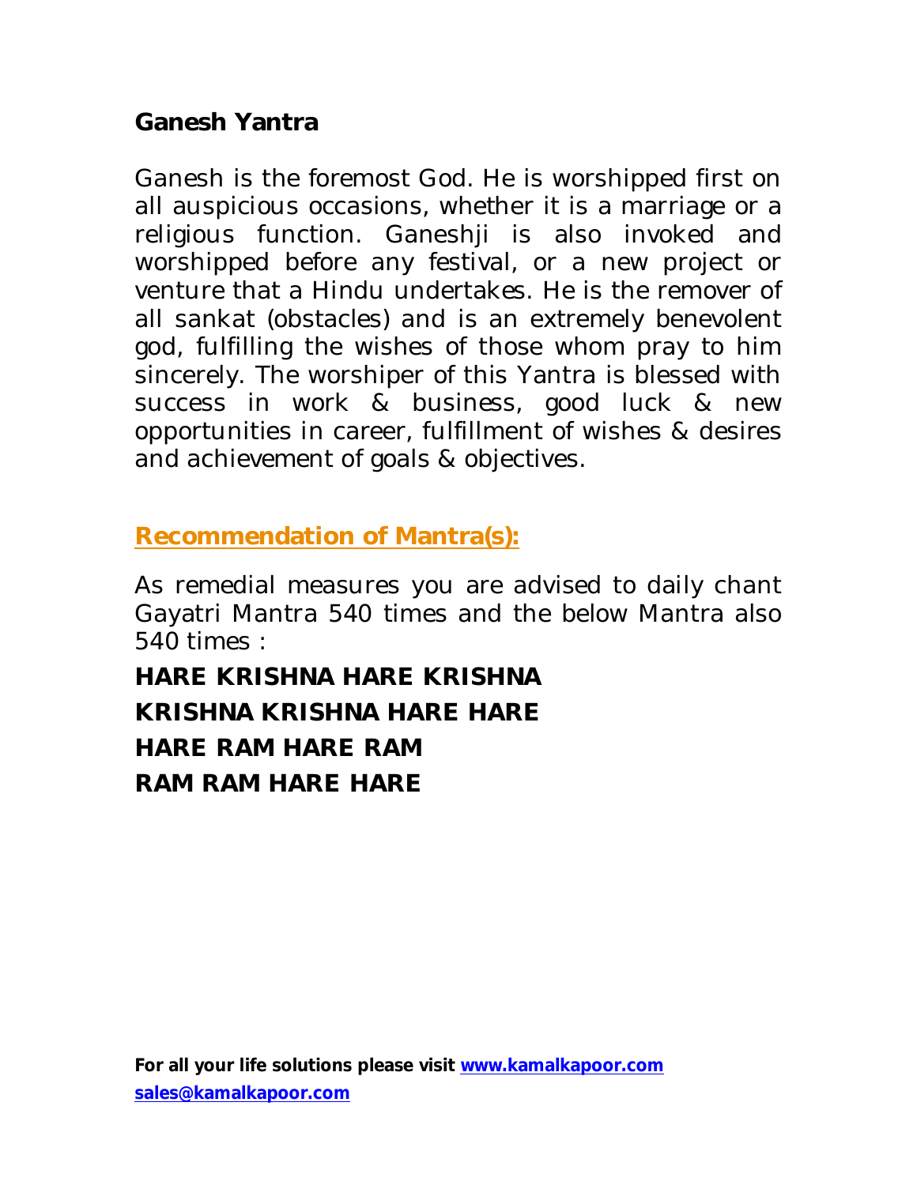## Ganesh Yantra

Ganesh is the foremost God. He is worshipped first on all auspicious occasions, whether it is a marriage or a religious function. Ganeshji is also invoked and worshipped before any festival, or a new project or venture that a Hindu undertakes. He is the remover of all sankat (obstacles) and is an extremely benevolent god, fulfilling the wishes of those whom pray to him sincerely. The worshiper of this Yantra is blessed with success in work & business, good luck & new opportunities in career, fulfillment of wishes & desires and achievement of goals & objectives.

## Recommendation of Mantra(s):

As remedial measures you are advised to daily chant Gayatri Mantra 540 times and the below Mantra also 540 times :

**HARE KRISHNA HARE KRISHNA**
**KRISHNA KRISHNA HARE HARE**
**HARE RAM HARE RAM**
**RAM RAM HARE HARE**

**For all your life solutions please visit www.kamalkapoor.com**
**sales@kamalkapoor.com**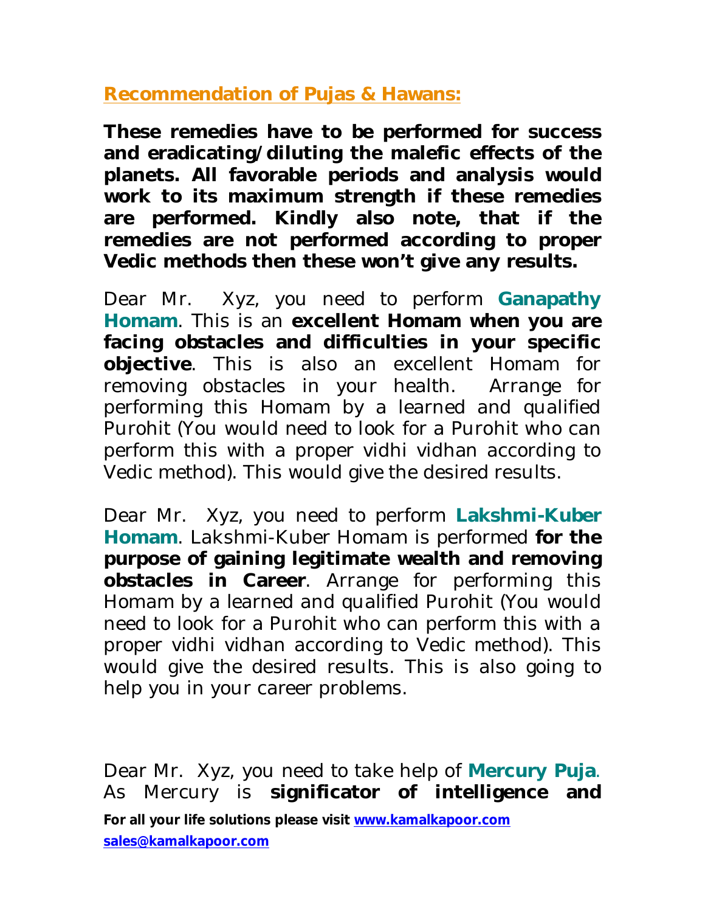## Recommendation of Pujas & Hawans:

**These remedies have to be performed for success and eradicating/diluting the malefic effects of the planets. All favorable periods and analysis would work to its maximum strength if these remedies are performed. Kindly also note, that if the remedies are not performed according to proper Vedic methods then these won't give any results.**

Dear Mr. Xyz, you need to perform **Ganapathy Homam**. This is an **excellent Homam when you are facing obstacles and difficulties in your specific objective**. This is also an excellent Homam for removing obstacles in your health. Arrange for performing this Homam by a learned and qualified Purohit (You would need to look for a Purohit who can perform this with a proper vidhi vidhan according to Vedic method). This would give the desired results.

Dear Mr. Xyz, you need to perform **Lakshmi-Kuber Homam**. Lakshmi-Kuber Homam is performed **for the purpose of gaining legitimate wealth and removing obstacles in Career**. Arrange for performing this Homam by a learned and qualified Purohit (You would need to look for a Purohit who can perform this with a proper vidhi vidhan according to Vedic method). This would give the desired results. This is also going to help you in your career problems.

Dear Mr. Xyz, you need to take help of **Mercury Puja**. As Mercury is **significator of intelligence and**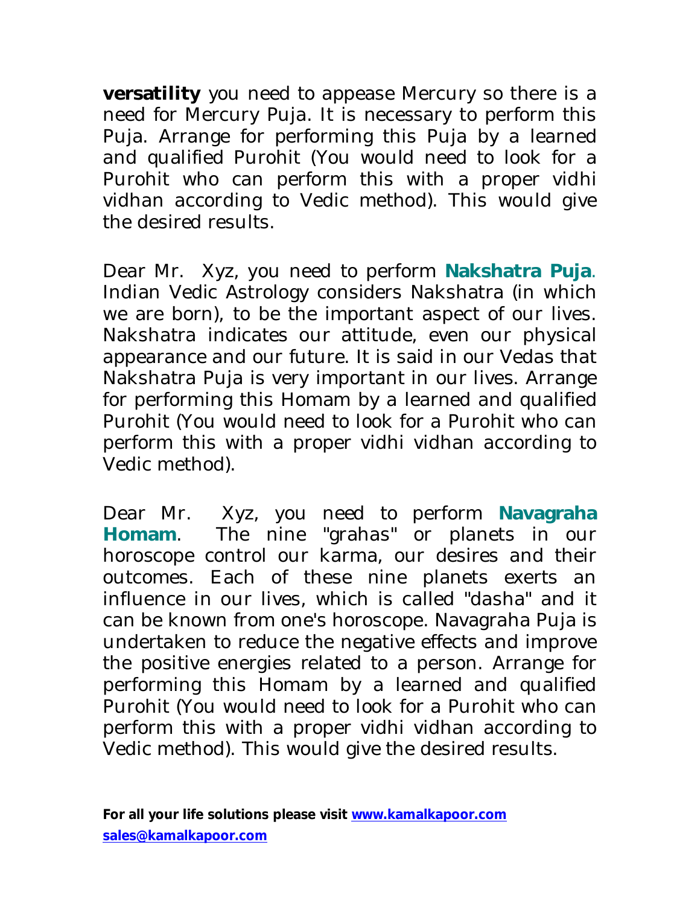**versatility** you need to appease Mercury so there is a need for Mercury Puja. It is necessary to perform this Puja. Arrange for performing this Puja by a learned and qualified Purohit (You would need to look for a Purohit who can perform this with a proper vidhi vidhan according to Vedic method). This would give the desired results.

Dear Mr. Xyz, you need to perform **Nakshatra Puja**. Indian Vedic Astrology considers Nakshatra (in which we are born), to be the important aspect of our lives. Nakshatra indicates our attitude, even our physical appearance and our future. It is said in our Vedas that Nakshatra Puja is very important in our lives. Arrange for performing this Homam by a learned and qualified Purohit (You would need to look for a Purohit who can perform this with a proper vidhi vidhan according to Vedic method).

Dear Mr. Xyz, you need to perform **Navagraha Homam**. The nine "grahas" or planets in our horoscope control our karma, our desires and their outcomes. Each of these nine planets exerts an influence in our lives, which is called "dasha" and it can be known from one's horoscope. Navagraha Puja is undertaken to reduce the negative effects and improve the positive energies related to a person. Arrange for performing this Homam by a learned and qualified Purohit (You would need to look for a Purohit who can perform this with a proper vidhi vidhan according to Vedic method). This would give the desired results.

**For all your life solutions please visit [www.kamalkapoor.com](http://www.kamalkapoor.com)**
**[sales@kamalkapoor.com](mailto:sales@kamalkapoor.com)**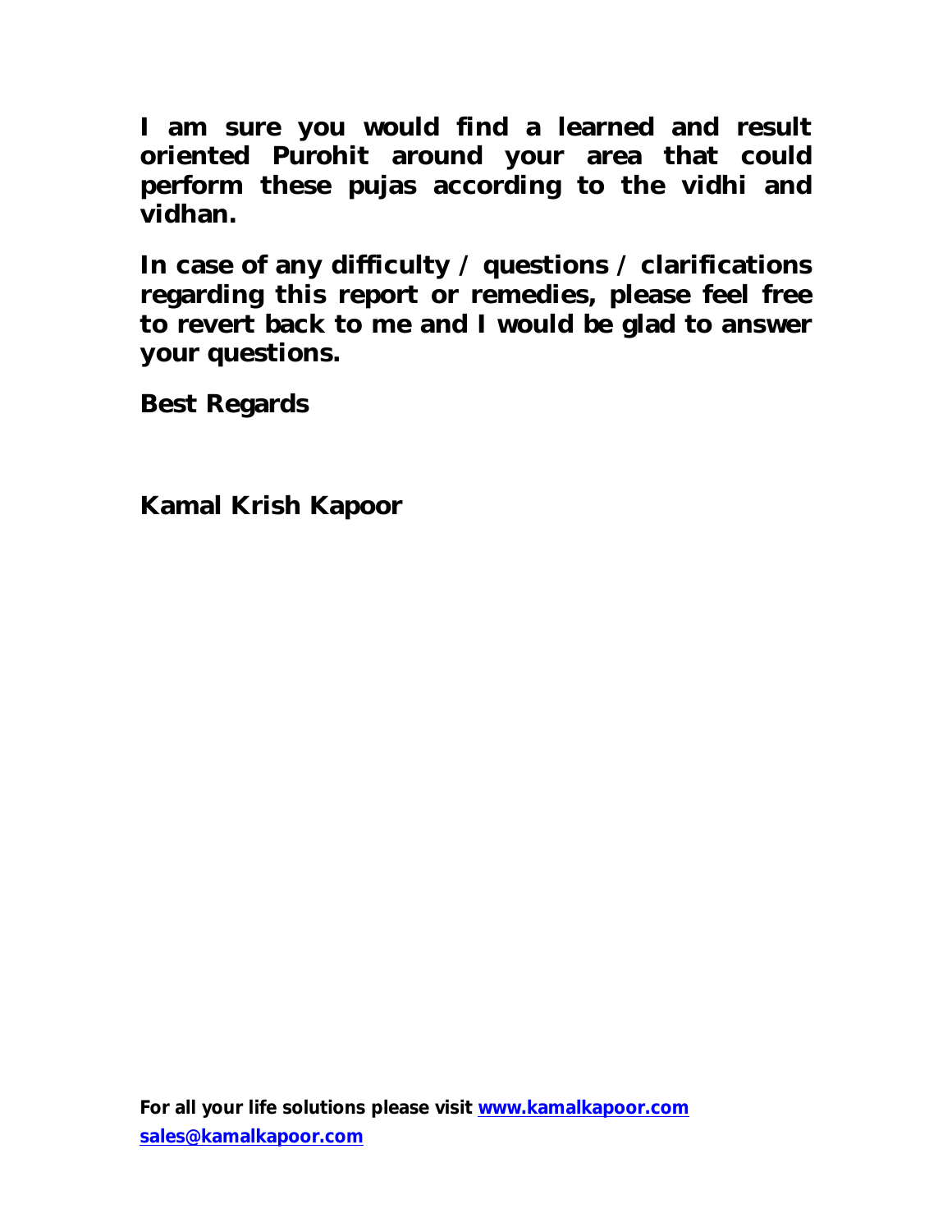**I am sure you would find a learned and result oriented Purohit around your area that could perform these pujas according to the vidhi and vidhan.**

**In case of any difficulty / questions / clarifications regarding this report or remedies, please feel free to revert back to me and I would be glad to answer your questions.**

**Best Regards**

**Kamal Krish Kapoor**

**For all your life solutions please visit [www.kamalkapoor.com](http://www.kamalkapoor.com)**
**[sales@kamalkapoor.com](mailto:sales@kamalkapoor.com)**